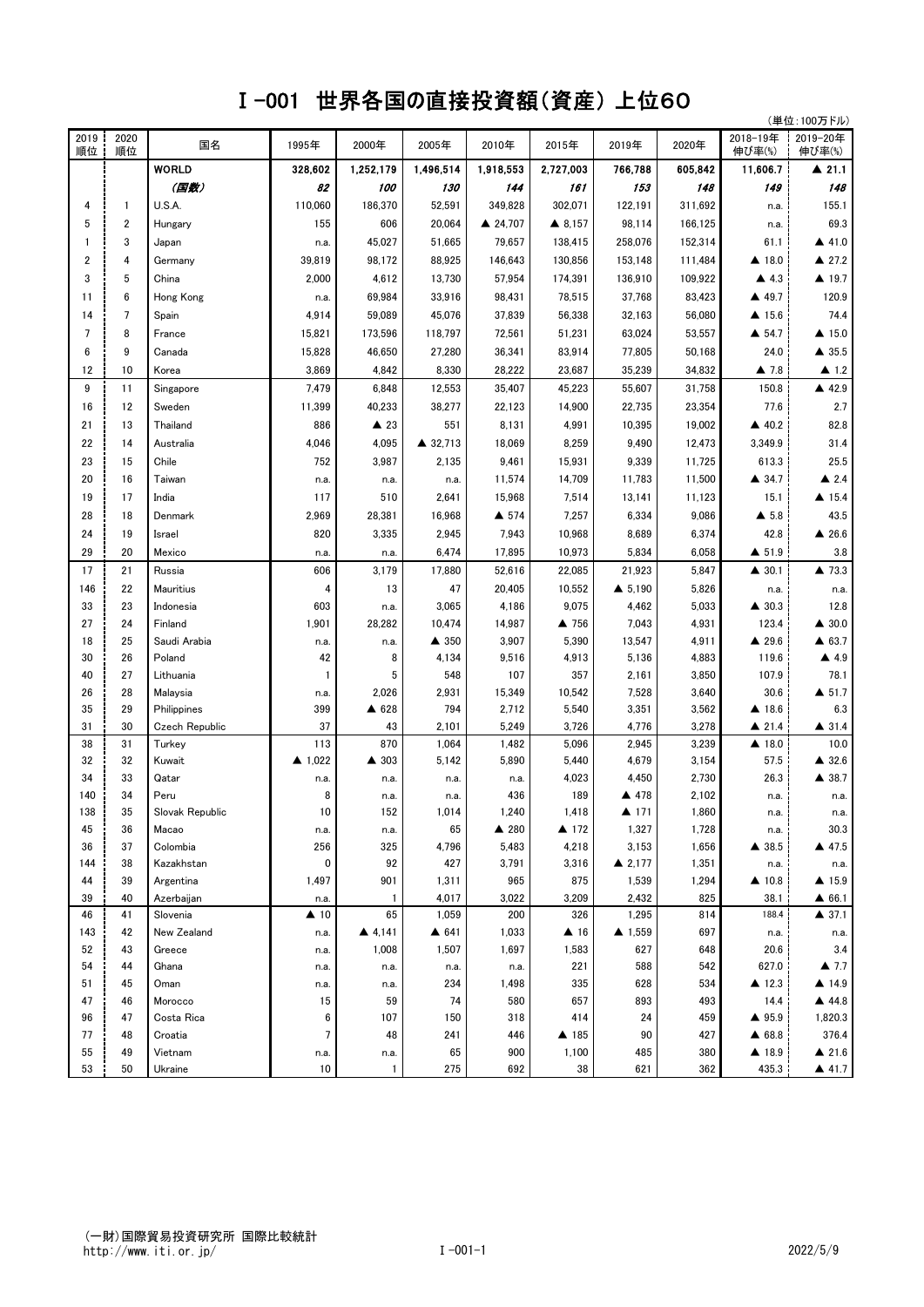# Ⅰ-001 世界各国の直接投資額(資産) 上位60

(単位:100万ドル)

| 2019順位 | 2020順位 | 国名 | 1995年 | 2000年 | 2005年 | 2010年 | 2015年 | 2019年 | 2020年 | 2018-19年伸び率(%) | 2019-20年伸び率(%) |
|---|---|---|---|---|---|---|---|---|---|---|---|
| | | **WORLD** | **328,602** | **1,252,179** | **1,496,514** | **1,918,553** | **2,727,003** | **766,788** | **605,842** | **11,606.7** | **▲ 21.1** |
| | | ***(国数)*** | ***82*** | ***100*** | ***130*** | ***144*** | ***161*** | ***153*** | ***148*** | ***149*** | ***148*** |
| 4 | 1 | U.S.A. | 110,060 | 186,370 | 52,591 | 349,828 | 302,071 | 122,191 | 311,692 | n.a. | 155.1 |
| 5 | 2 | Hungary | 155 | 606 | 20,064 | ▲ 24,707 | ▲ 8,157 | 98,114 | 166,125 | n.a. | 69.3 |
| 1 | 3 | Japan | n.a. | 45,027 | 51,665 | 79,657 | 138,415 | 258,076 | 152,314 | 61.1 | ▲ 41.0 |
| 2 | 4 | Germany | 39,819 | 98,172 | 88,925 | 146,643 | 130,856 | 153,148 | 111,484 | ▲ 18.0 | ▲ 27.2 |
| 3 | 5 | China | 2,000 | 4,612 | 13,730 | 57,954 | 174,391 | 136,910 | 109,922 | ▲ 4.3 | ▲ 19.7 |
| 11 | 6 | Hong Kong | n.a. | 69,984 | 33,916 | 98,431 | 78,515 | 37,768 | 83,423 | ▲ 49.7 | 120.9 |
| 14 | 7 | Spain | 4,914 | 59,089 | 45,076 | 37,839 | 56,338 | 32,163 | 56,080 | ▲ 15.6 | 74.4 |
| 7 | 8 | France | 15,821 | 173,596 | 118,797 | 72,561 | 51,231 | 63,024 | 53,557 | ▲ 54.7 | ▲ 15.0 |
| 6 | 9 | Canada | 15,828 | 46,650 | 27,280 | 36,341 | 83,914 | 77,805 | 50,168 | 24.0 | ▲ 35.5 |
| 12 | 10 | Korea | 3,869 | 4,842 | 8,330 | 28,222 | 23,687 | 35,239 | 34,832 | ▲ 7.8 | ▲ 1.2 |
| 9 | 11 | Singapore | 7,479 | 6,848 | 12,553 | 35,407 | 45,223 | 55,607 | 31,758 | 150.8 | ▲ 42.9 |
| 16 | 12 | Sweden | 11,399 | 40,233 | 38,277 | 22,123 | 14,900 | 22,735 | 23,354 | 77.6 | 2.7 |
| 21 | 13 | Thailand | 886 | ▲ 23 | 551 | 8,131 | 4,991 | 10,395 | 19,002 | ▲ 40.2 | 82.8 |
| 22 | 14 | Australia | 4,046 | 4,095 | ▲ 32,713 | 18,069 | 8,259 | 9,490 | 12,473 | 3,349.9 | 31.4 |
| 23 | 15 | Chile | 752 | 3,987 | 2,135 | 9,461 | 15,931 | 9,339 | 11,725 | 613.3 | 25.5 |
| 20 | 16 | Taiwan | n.a. | n.a. | n.a. | 11,574 | 14,709 | 11,783 | 11,500 | ▲ 34.7 | ▲ 2.4 |
| 19 | 17 | India | 117 | 510 | 2,641 | 15,968 | 7,514 | 13,141 | 11,123 | 15.1 | ▲ 15.4 |
| 28 | 18 | Denmark | 2,969 | 28,381 | 16,968 | ▲ 574 | 7,257 | 6,334 | 9,086 | ▲ 5.8 | 43.5 |
| 24 | 19 | Israel | 820 | 3,335 | 2,945 | 7,943 | 10,968 | 8,689 | 6,374 | 42.8 | ▲ 26.6 |
| 29 | 20 | Mexico | n.a. | n.a. | 6,474 | 17,895 | 10,973 | 5,834 | 6,058 | ▲ 51.9 | 3.8 |
| 17 | 21 | Russia | 606 | 3,179 | 17,880 | 52,616 | 22,085 | 21,923 | 5,847 | ▲ 30.1 | ▲ 73.3 |
| 146 | 22 | Mauritius | 4 | 13 | 47 | 20,405 | 10,552 | ▲ 5,190 | 5,826 | n.a. | n.a. |
| 33 | 23 | Indonesia | 603 | n.a. | 3,065 | 4,186 | 9,075 | 4,462 | 5,033 | ▲ 30.3 | 12.8 |
| 27 | 24 | Finland | 1,901 | 28,282 | 10,474 | 14,987 | ▲ 756 | 7,043 | 4,931 | 123.4 | ▲ 30.0 |
| 18 | 25 | Saudi Arabia | n.a. | n.a. | ▲ 350 | 3,907 | 5,390 | 13,547 | 4,911 | ▲ 29.6 | ▲ 63.7 |
| 30 | 26 | Poland | 42 | 8 | 4,134 | 9,516 | 4,913 | 5,136 | 4,883 | 119.6 | ▲ 4.9 |
| 40 | 27 | Lithuania | 1 | 5 | 548 | 107 | 357 | 2,161 | 3,850 | 107.9 | 78.1 |
| 26 | 28 | Malaysia | n.a. | 2,026 | 2,931 | 15,349 | 10,542 | 7,528 | 3,640 | 30.6 | ▲ 51.7 |
| 35 | 29 | Philippines | 399 | ▲ 628 | 794 | 2,712 | 5,540 | 3,351 | 3,562 | ▲ 18.6 | 6.3 |
| 31 | 30 | Czech Republic | 37 | 43 | 2,101 | 5,249 | 3,726 | 4,776 | 3,278 | ▲ 21.4 | ▲ 31.4 |
| 38 | 31 | Turkey | 113 | 870 | 1,064 | 1,482 | 5,096 | 2,945 | 3,239 | ▲ 18.0 | 10.0 |
| 32 | 32 | Kuwait | ▲ 1,022 | ▲ 303 | 5,142 | 5,890 | 5,440 | 4,679 | 3,154 | 57.5 | ▲ 32.6 |
| 34 | 33 | Qatar | n.a. | n.a. | n.a. | n.a. | 4,023 | 4,450 | 2,730 | 26.3 | ▲ 38.7 |
| 140 | 34 | Peru | 8 | n.a. | n.a. | 436 | 189 | ▲ 478 | 2,102 | n.a. | n.a. |
| 138 | 35 | Slovak Republic | 10 | 152 | 1,014 | 1,240 | 1,418 | ▲ 171 | 1,860 | n.a. | n.a. |
| 45 | 36 | Macao | n.a. | n.a. | 65 | ▲ 280 | ▲ 172 | 1,327 | 1,728 | n.a. | 30.3 |
| 36 | 37 | Colombia | 256 | 325 | 4,796 | 5,483 | 4,218 | 3,153 | 1,656 | ▲ 38.5 | ▲ 47.5 |
| 144 | 38 | Kazakhstan | 0 | 92 | 427 | 3,791 | 3,316 | ▲ 2,177 | 1,351 | n.a. | n.a. |
| 44 | 39 | Argentina | 1,497 | 901 | 1,311 | 965 | 875 | 1,539 | 1,294 | ▲ 10.8 | ▲ 15.9 |
| 39 | 40 | Azerbaijan | n.a. | 1 | 4,017 | 3,022 | 3,209 | 2,432 | 825 | 38.1 | ▲ 66.1 |
| 46 | 41 | Slovenia | ▲ 10 | 65 | 1,059 | 200 | 326 | 1,295 | 814 | 188.4 | ▲ 37.1 |
| 143 | 42 | New Zealand | n.a. | ▲ 4,141 | ▲ 641 | 1,033 | ▲ 16 | ▲ 1,559 | 697 | n.a. | n.a. |
| 52 | 43 | Greece | n.a. | 1,008 | 1,507 | 1,697 | 1,583 | 627 | 648 | 20.6 | 3.4 |
| 54 | 44 | Ghana | n.a. | n.a. | n.a. | n.a. | 221 | 588 | 542 | 627.0 | ▲ 7.7 |
| 51 | 45 | Oman | n.a. | n.a. | 234 | 1,498 | 335 | 628 | 534 | ▲ 12.3 | ▲ 14.9 |
| 47 | 46 | Morocco | 15 | 59 | 74 | 580 | 657 | 893 | 493 | 14.4 | ▲ 44.8 |
| 96 | 47 | Costa Rica | 6 | 107 | 150 | 318 | 414 | 24 | 459 | ▲ 95.9 | 1,820.3 |
| 77 | 48 | Croatia | 7 | 48 | 241 | 446 | ▲ 185 | 90 | 427 | ▲ 68.8 | 376.4 |
| 55 | 49 | Vietnam | n.a. | n.a. | 65 | 900 | 1,100 | 485 | 380 | ▲ 18.9 | ▲ 21.6 |
| 53 | 50 | Ukraine | 10 | 1 | 275 | 692 | 38 | 621 | 362 | 435.3 | ▲ 41.7 |

(一財)国際貿易投資研究所 国際比較統計
http://www.iti.or.jp/

2022/5/9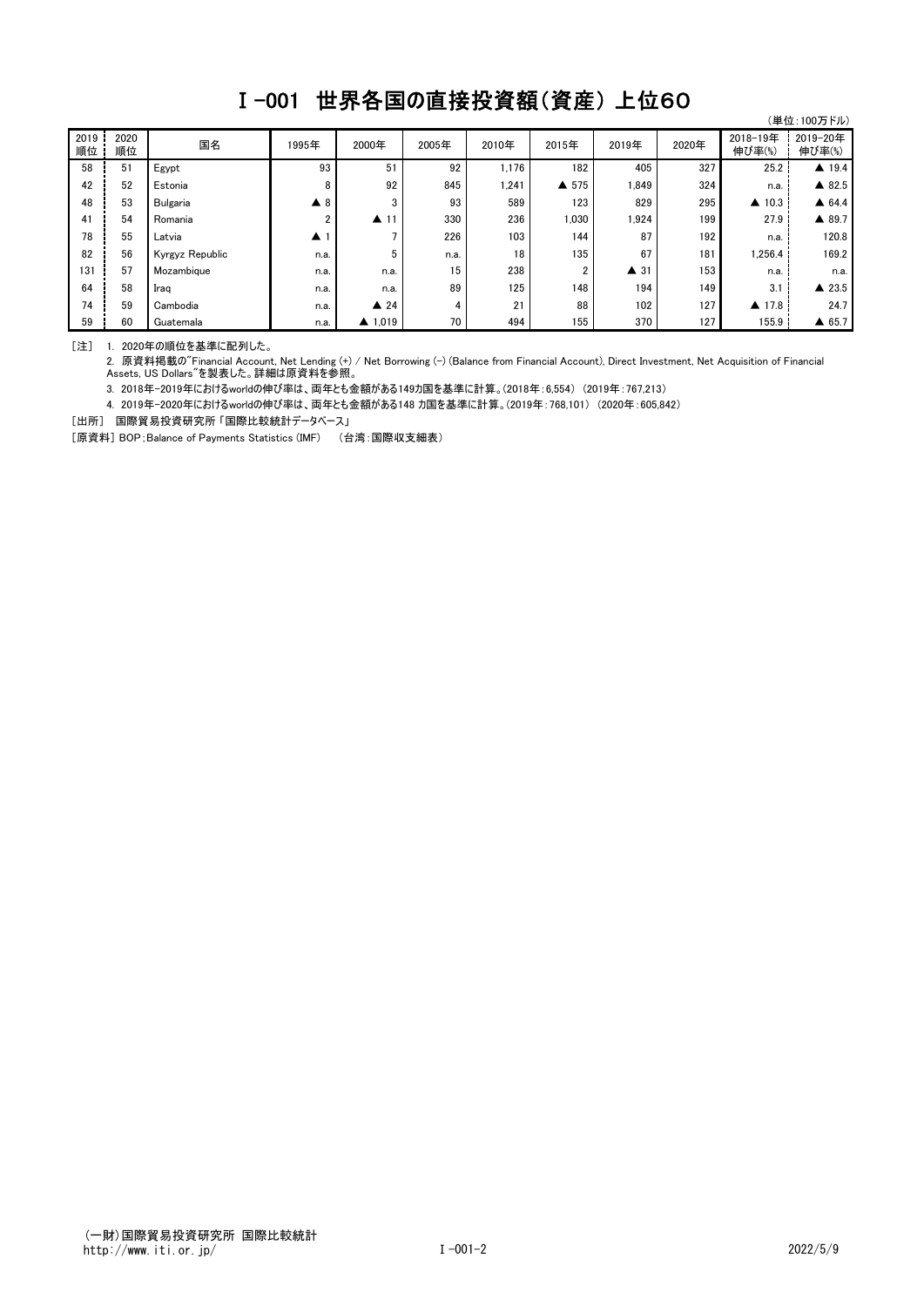# Ⅰ-001 世界各国の直接投資額(資産) 上位60

(単位:100万ドル)

| 2019順位 | 2020順位 | 国名 | 1995年 | 2000年 | 2005年 | 2010年 | 2015年 | 2019年 | 2020年 | 2018-19年伸び率(%) | 2019-20年伸び率(%) |
|---|---|---|---|---|---|---|---|---|---|---|---|
| 58 | 51 | Egypt | 93 | 51 | 92 | 1,176 | 182 | 405 | 327 | 25.2 | ▲ 19.4 |
| 42 | 52 | Estonia | 8 | 92 | 845 | 1,241 | ▲ 575 | 1,849 | 324 | n.a. | ▲ 82.5 |
| 48 | 53 | Bulgaria | ▲ 8 | 3 | 93 | 589 | 123 | 829 | 295 | ▲ 10.3 | ▲ 64.4 |
| 41 | 54 | Romania | 2 | ▲ 11 | 330 | 236 | 1,030 | 1,924 | 199 | 27.9 | ▲ 89.7 |
| 78 | 55 | Latvia | ▲ 1 | 7 | 226 | 103 | 144 | 87 | 192 | n.a. | 120.8 |
| 82 | 56 | Kyrgyz Republic | n.a. | 5 | n.a. | 18 | 135 | 67 | 181 | 1,256.4 | 169.2 |
| 131 | 57 | Mozambique | n.a. | n.a. | 15 | 238 | 2 | ▲ 31 | 153 | n.a. | n.a. |
| 64 | 58 | Iraq | n.a. | n.a. | 89 | 125 | 148 | 194 | 149 | 3.1 | ▲ 23.5 |
| 74 | 59 | Cambodia | n.a. | ▲ 24 | 4 | 21 | 88 | 102 | 127 | ▲ 17.8 | 24.7 |
| 59 | 60 | Guatemala | n.a. | ▲ 1,019 | 70 | 494 | 155 | 370 | 127 | 155.9 | ▲ 65.7 |

[注] 1. 2020年の順位を基準に配列した。

2. 原資料掲載の"Financial Account, Net Lending (+) / Net Borrowing (-) (Balance from Financial Account), Direct Investment, Net Acquisition of Financial Assets, US Dollars"を製表した。詳細は原資料を参照。

3. 2018年-2019年におけるworldの伸び率は、両年とも金額がある149カ国を基準に計算。(2018年:6,554) (2019年:767,213)

4. 2019年-2020年におけるworldの伸び率は、両年とも金額がある148 カ国を基準に計算。(2019年:768,101) (2020年:605,842)

[出所] 国際貿易投資研究所「国際比較統計データベース」

[原資料] BOP;Balance of Payments Statistics (IMF) (台湾:国際収支細表)

(一財)国際貿易投資研究所 国際比較統計
http://www.iti.or.jp/

2022/5/9